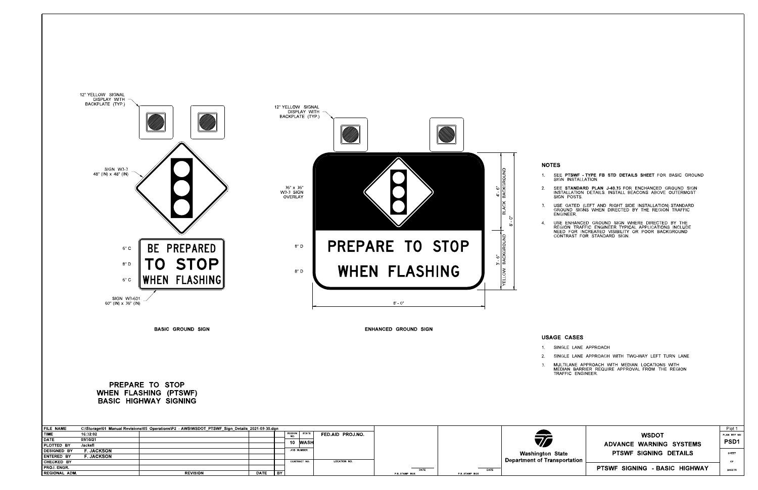12" YELLOW SIGNAL DISPLAY WITH BACKPLATE (TYP.)

SIGN W3-3
48" (IN) x 48" (IN)

6" C — BE PREPARED
8" D — TO STOP
6" C — WHEN FLASHING

SIGN W3-601
60" (IN) x 36" (IN)

**BASIC GROUND SIGN**

12" YELLOW SIGNAL DISPLAY WITH BACKPLATE (TYP.)

36" x 36"
W3-3 SIGN
OVERLAY

8" D — PREPARE TO STOP
8" D — WHEN FLASHING

4' - 6" BLACK BACKGROUND
3' - 6" YELLOW BACKGROUND
8' - 0"
8' - 0"

**ENHANCED GROUND SIGN**

## NOTES

1. SEE **PTSWF - TYPE FB STD DETAILS SHEET** FOR BASIC GROUND SIGN INSTALLATION.
2. SEE **STANDARD PLAN J-40.35** FOR ENCHANCED GROUND SIGN INSTALLATION DETAILS. INSTALL BEACONS ABOVE OUTERMOST SIGN POSTS.
3. USE GATED (LEFT AND RIGHT SIDE INSTALLATION) STANDARD GROUND SIGNS WHEN DIRECTED BY THE REGION TRAFFIC ENGINEER.
4. USE ENHANCED GROUND SIGN WHERE DIRECTED BY THE REGION TRAFFIC ENGINEER TYPICAL APPLICATIONS INCLUDE NEED FOR INCREASED VISIBILITY OR POOR BACKGROUND CONTRAST FOR STANDARD SIGN.

## USAGE CASES

1. SINGLE LANE APPROACH
2. SINGLE LANE APPROACH WITH TWO-WAY LEFT TURN LANE
3. MULTILANE APPROACH WITH MEDIAN. LOCATIONS WITH MEDIAN BARRIER REQUIRE APPROVAL FROM THE REGION TRAFFIC ENGINEER.

# PREPARE TO STOP WHEN FLASHING (PTSWF) BASIC HIGHWAY SIGNING

| FILE NAME | C:\Storage\01 Manual Revisions\05 Operations\P2 - AWS\WSDOT_PTSWF_Sign_Details_2021-09-30.dgn | | |
|---|---|---|---|
| TIME | 16:32:02 | | |
| DATE | 09/30/21 | | |
| PLOTTED BY | Jacksfl | | |
| DESIGNED BY | F. JACKSON | | |
| ENTERED BY | F. JACKSON | | |
| CHECKED BY | | | |
| PROJ. ENGR. | | | |
| REGIONAL ADM. | REVISION | DATE | BY |

| REGION NO. | STATE | FED.AID PROJ.NO. |
|---|---|---|
| 10 | WASH | |
| JOB NUMBER | | |
| CONTRACT NO. | LOCATION NO. | |

P.E. STAMP BOX — DATE

P.E. STAMP BOX — DATE

Washington State Department of Transportation

**WSDOT ADVANCE WARNING SYSTEMS PTSWF SIGNING DETAILS**

**PTSWF SIGNING - BASIC HIGHWAY**

Plot 1

PLAN REF NO **PSD1**

SHEET OF SHEETS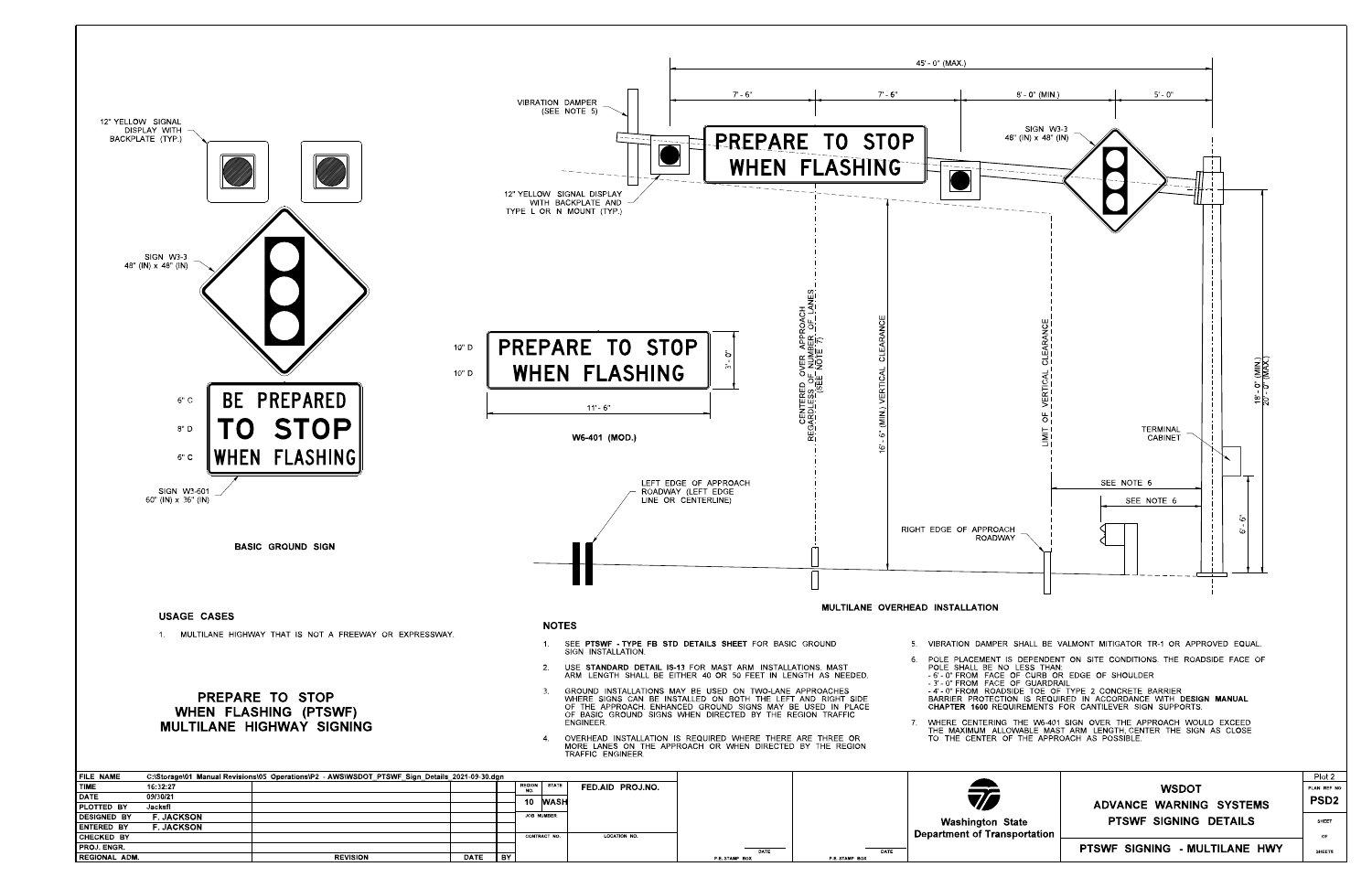12" YELLOW SIGNAL DISPLAY WITH BACKPLATE (TYP.)

SIGN W3-3
48" (IN) x 48" (IN)

BE PREPARED
TO STOP
WHEN FLASHING

6" C
8" D
6" C

SIGN W3-601
60" (IN) x 36" (IN)

**BASIC GROUND SIGN**

PREPARE TO STOP
WHEN FLASHING

10" D
10" D
3' - 0"
11' - 6"

**W6-401 (MOD.)**

VIBRATION DAMPER (SEE NOTE 5)

12" YELLOW SIGNAL DISPLAY WITH BACKPLATE AND TYPE L OR N MOUNT (TYP.)

45' - 0" (MAX.)
7' - 6"
7' - 6"
8' - 0" (MIN.)
5' - 0"

SIGN W3-3
48" (IN) x 48" (IN)

CENTERED OVER APPROACH REGARDLESS OF NUMBER OF LANES (SEE NOTE 7)

16' - 6" (MIN.) VERTICAL CLEARANCE

LIMIT OF VERTICAL CLEARANCE

18' - 0" (MIN.)
20' - 0" (MAX.)

TERMINAL CABINET

SEE NOTE 6
SEE NOTE 6

6' - 6"

LEFT EDGE OF APPROACH ROADWAY (LEFT EDGE LINE OR CENTERLINE)

RIGHT EDGE OF APPROACH ROADWAY

**MULTILANE OVERHEAD INSTALLATION**

## USAGE CASES

1. MULTILANE HIGHWAY THAT IS NOT A FREEWAY OR EXPRESSWAY.

## PREPARE TO STOP WHEN FLASHING (PTSWF) MULTILANE HIGHWAY SIGNING

## NOTES

1. SEE **PTSWF - TYPE FB STD DETAILS SHEET** FOR BASIC GROUND SIGN INSTALLATION.
2. USE **STANDARD DETAIL IS-13** FOR MAST ARM INSTALLATIONS. MAST ARM LENGTH SHALL BE EITHER 40 OR 50 FEET IN LENGTH AS NEEDED.
3. GROUND INSTALLATIONS MAY BE USED ON TWO-LANE APPROACHES WHERE SIGNS CAN BE INSTALLED ON BOTH THE LEFT AND RIGHT SIDE OF THE APPROACH. ENHANCED GROUND SIGNS MAY BE USED IN PLACE OF BASIC GROUND SIGNS WHEN DIRECTED BY THE REGION TRAFFIC ENGINEER.
4. OVERHEAD INSTALLATION IS REQUIRED WHERE THERE ARE THREE OR MORE LANES ON THE APPROACH OR WHEN DIRECTED BY THE REGION TRAFFIC ENGINEER.
5. VIBRATION DAMPER SHALL BE VALMONT MITIGATOR TR-1 OR APPROVED EQUAL.
6. POLE PLACEMENT IS DEPENDENT ON SITE CONDITIONS. THE ROADSIDE FACE OF POLE SHALL BE NO LESS THAN:
   - 6' - 0" FROM FACE OF CURB OR EDGE OF SHOULDER
   - 3' - 0" FROM FACE OF GUARDRAIL
   - 4' - 0" FROM ROADSIDE TOE OF TYPE 2 CONCRETE BARRIER

   BARRIER PROTECTION IS REQUIRED IN ACCORDANCE WITH **DESIGN MANUAL CHAPTER 1600** REQUIREMENTS FOR CANTILEVER SIGN SUPPORTS.
7. WHERE CENTERING THE W6-401 SIGN OVER THE APPROACH WOULD EXCEED THE MAXIMUM ALLOWABLE MAST ARM LENGTH, CENTER THE SIGN AS CLOSE TO THE CENTER OF THE APPROACH AS POSSIBLE.

| FILE NAME | C:\Storage\01 Manual Revisions\05 Operations\P2 - AWS\WSDOT_PTSWF_Sign_Details_2021-09-30.dgn | | |
|---|---|---|---|
| TIME | 16:32:27 | | |
| DATE | 09/30/21 | | |
| PLOTTED BY | Jacksfl | | |
| DESIGNED BY | F. JACKSON | | |
| ENTERED BY | F. JACKSON | | |
| CHECKED BY | | | |
| PROJ. ENGR. | | | |
| REGIONAL ADM. | REVISION | DATE | BY |

| REGION NO. | STATE | FED.AID PROJ.NO. |
|---|---|---|
| 10 | WASH | |
| JOB NUMBER | | |
| CONTRACT NO. | | LOCATION NO. |

DATE P.E. STAMP BOX
DATE P.E. STAMP BOX

Washington State Department of Transportation

**WSDOT ADVANCE WARNING SYSTEMS PTSWF SIGNING DETAILS**

**PTSWF SIGNING - MULTILANE HWY**

Plot 2
PLAN REF NO
PSD2
SHEET
OF
SHEETS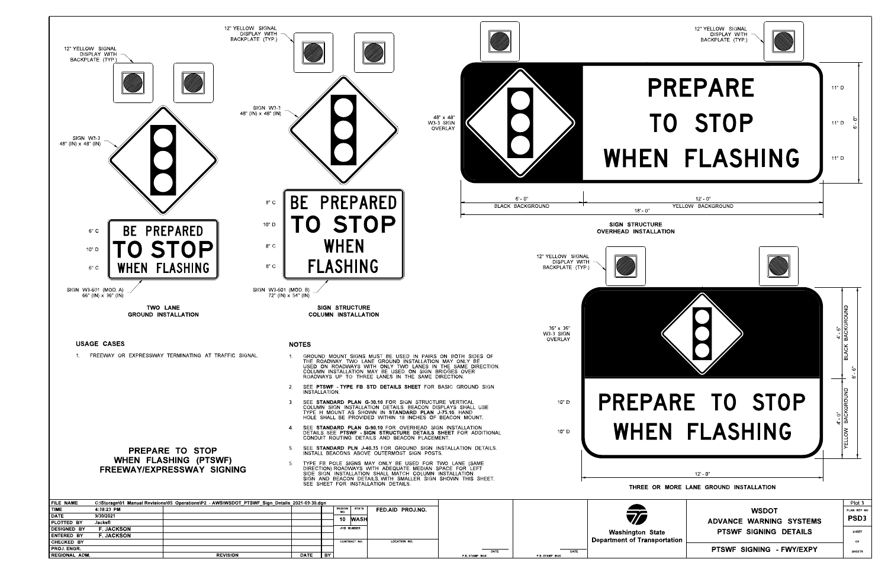12" YELLOW SIGNAL DISPLAY WITH BACKPLATE (TYP.)

SIGN W3-3 48" (IN) x 48" (IN)

6" C BE PREPARED
10" D TO STOP
6" C WHEN FLASHING

SIGN W3-601 (MOD. A) 66" (IN) x 36" (IN)

**TWO LANE GROUND INSTALLATION**

12" YELLOW SIGNAL DISPLAY WITH BACKPLATE (TYP.)

SIGN W3-3 48" (IN) x 48" (IN)

8" C BE PREPARED
10" D TO STOP
8" C WHEN
8" C FLASHING

SIGN W3-601 (MOD. B) 72" (IN) x 54" (IN)

**SIGN STRUCTURE COLUMN INSTALLATION**

12" YELLOW SIGNAL DISPLAY WITH BACKPLATE (TYP.)

48" x 48" W3-3 SIGN OVERLAY

PREPARE (11" D)
TO STOP (11" D)
WHEN FLASHING (11" D)

6' - 0"

6' - 0" BLACK BACKGROUND

12' - 0" YELLOW BACKGROUND

18' - 0"

**SIGN STRUCTURE OVERHEAD INSTALLATION**

12" YELLOW SIGNAL DISPLAY WITH BACKPLATE (TYP.)

36" x 36" W3-3 SIGN OVERLAY

4' - 6" BLACK BACKGROUND

8' - 6"

4' - 0" YELLOW BACKGROUND

10" D PREPARE TO STOP
10" D WHEN FLASHING

12' - 0"

**THREE OR MORE LANE GROUND INSTALLATION**

## USAGE CASES

1. FREEWAY OR EXPRESSWAY TERMINATING AT TRAFFIC SIGNAL.

## PREPARE TO STOP WHEN FLASHING (PTSWF) FREEWAY/EXPRESSWAY SIGNING

## NOTES

1. GROUND MOUNT SIGNS MUST BE USED IN PAIRS ON BOTH SIDES OF THE ROADWAY. TWO LANE GROUND INSTALLATION MAY ONLY BE USED ON ROADWAYS WITH ONLY TWO LANES IN THE SAME DIRECTION. COLUMN INSTALLATION MAY BE USED ON SIGN BRIDGES OVER ROADWAYS UP TO THREE LANES IN THE SAME DIRECTION.
2. SEE **PTSWF - TYPE FB STD DETAILS SHEET** FOR BASIC GROUND SIGN INSTALLATION.
3. SEE **STANDARD PLAN G-30.10** FOR SIGN STRUCTURE VERTICAL COLUMN SIGN INSTALLATION DETAILS. BEACON DISPLAYS SHALL USE TYPE H MOUNT AS SHOWN IN **STANDARD PLAN J-75.10**. HAND HOLE SHALL BE PROVIDED WITHIN 18 INCHES OF BEACON MOUNT.
4. SEE **STANDARD PLAN G-90.10** FOR OVERHEAD SIGN INSTALLATION DETAILS. SEE **PTSWF - SIGN STRUCTURE DETAILS SHEET** FOR ADDITIONAL CONDUIT ROUTING DETAILS AND BEACON PLACEMENT.
5. SEE **STANDARD PLN J-40.35** FOR GROUND SIGN INSTALLATION DETAILS. INSTALL BEACONS ABOVE OUTERMOST SIGN POSTS.
5. TYPE FB POLE SIGNS MAY ONLY BE USED FOR TWO LANE (SAME DIRECTION) ROADWAYS WITH ADEQUATE MEDIAN SPACE FOR LEFT SIDE SIGN. INSTALLATION SHALL MATCH COLUMN INSTALLATION SIGN AND BEACON DETAILS, WITH SMALLER SIGN SHOWN THIS SHEET. SEE SHEET FOR INSTALLATION DETAILS.

| | | | | |
|---|---|---|---|---|
| FILE NAME | C:\Storage\01 Manual Revisions\05 Operations\P2 - AWS\WSDOT_PTSWF_Sign_Details_2021-09-30.dgn | | | |
| TIME | 4:38:23 PM | | | |
| DATE | 9/30/2021 | | | |
| PLOTTED BY | Jacksfl | | | |
| DESIGNED BY | F. JACKSON | | | |
| ENTERED BY | F. JACKSON | | | |
| CHECKED BY | | | | |
| PROJ. ENGR. | | | | |
| REGIONAL ADM. | | REVISION | DATE | BY |

| REGION NO. | STATE | FED.AID PROJ.NO. |
|---|---|---|
| 10 | WASH | |
| JOB NUMBER | | |
| CONTRACT NO. | | LOCATION NO. |

P.E. STAMP BOX DATE

P.E. STAMP BOX DATE

Washington State Department of Transportation

**WSDOT ADVANCE WARNING SYSTEMS PTSWF SIGNING DETAILS**

**PTSWF SIGNING - FWY/EXPY**

Plot 3

PLAN REF NO **PSD3**

SHEET OF SHEETS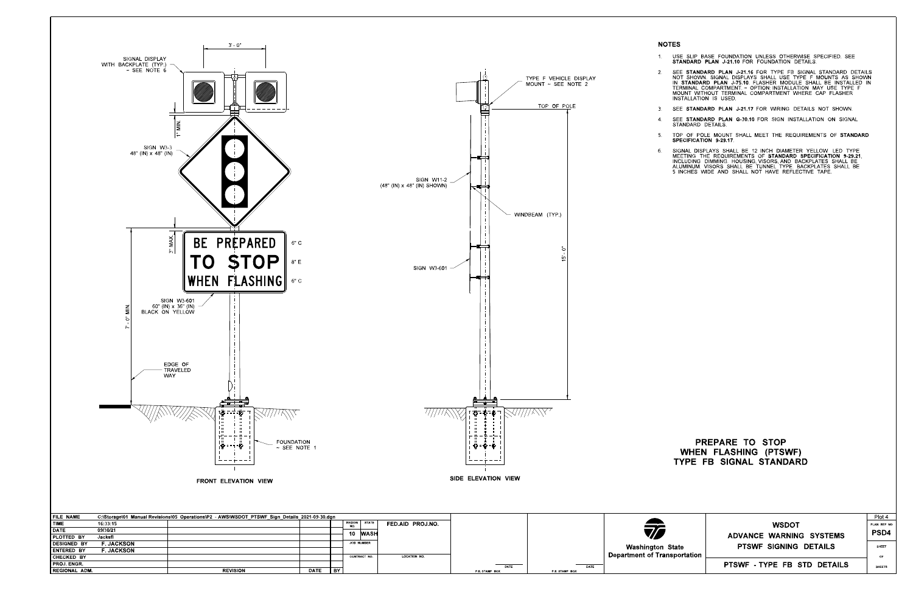SIGNAL DISPLAY WITH BACKPLATE (TYP.) ~ SEE NOTE 6

3' - 0"

1" MIN.

SIGN W3-3 48" (IN) x 48" (IN)

3" MAX.

BE PREPARED
TO STOP
WHEN FLASHING

6" C
8" E
6" C

SIGN W3-601 60" (IN) x 36" (IN) BLACK ON YELLOW

7' - 0" MIN.

EDGE OF TRAVELED WAY

FOUNDATION ~ SEE NOTE 1

**FRONT ELEVATION VIEW**

TYPE F VEHICLE DISPLAY MOUNT ~ SEE NOTE 2

TOP OF POLE

SIGN W11-2 (48" (IN) x 48" (IN) SHOWN)

WINDBEAM (TYP.)

15' - 0"

SIGN W3-601

**SIDE ELEVATION VIEW**

## NOTES

1. USE SLIP BASE FOUNDATION UNLESS OTHERWISE SPECIFIED. SEE **STANDARD PLAN J-21.10** FOR FOUNDATION DETAILS.
2. SEE **STANDARD PLAN J-21.16** FOR TYPE FB SIGNAL STANDARD DETAILS NOT SHOWN. SIGNAL DISPLAYS SHALL USE TYPE F MOUNTS AS SHOWN IN **STANDARD PLAN J-75.10**. FLASHER MODULE SHALL BE INSTALLED IN TERMINAL COMPARTMENT. ~ OPTION: INSTALLATION MAY USE TYPE F MOUNT WITHOUT TERMINAL COMPARTMENT WHERE CAP FLASHER INSTALLATION IS USED.
3. SEE **STANDARD PLAN J-21.17** FOR WIRING DETAILS NOT SHOWN.
4. SEE **STANDARD PLAN G-30.10** FOR SIGN INSTALLATION ON SIGNAL STANDARD DETAILS.
5. TOP OF POLE MOUNT SHALL MEET THE REQUIREMENTS OF **STANDARD SPECIFICATION 9-29.17**.
6. SIGNAL DISPLAYS SHALL BE 12 INCH DIAMETER YELLOW LED TYPE MEETING THE REQUIREMENTS OF **STANDARD SPECIFICATION 9-29.21**, INCLUDING DIMMING. HOUSING, VISORS, AND BACKPLATES SHALL BE ALUMINUM. VISORS SHALL BE TUNNEL TYPE. BACKPLATES SHALL BE 5 INCHES WIDE AND SHALL NOT HAVE REFLECTIVE TAPE.

## PREPARE TO STOP WHEN FLASHING (PTSWF) TYPE FB SIGNAL STANDARD

| FILE NAME | C:\Storage\01 Manual Revisions\05 Operations\P2 - AWS\WSDOT_PTSWF_Sign_Details_2021-09-30.dgn |
|---|---|
| TIME | 16:33:15 |
| DATE | 09/30/21 |
| PLOTTED BY | Jacksfl |
| DESIGNED BY | F. JACKSON |
| ENTERED BY | F. JACKSON |
| CHECKED BY | |
| PROJ. ENGR. | |
| REGIONAL ADM. | |

| REVISION | DATE | BY |
|---|---|---|

| REGION NO. | STATE | FED.AID PROJ.NO. |
|---|---|---|
| 10 | WASH | |
| JOB NUMBER | | |
| CONTRACT NO. | | LOCATION NO. |

P.E. STAMP BOX — DATE

P.E. STAMP BOX — DATE

Washington State Department of Transportation

WSDOT
ADVANCE WARNING SYSTEMS
PTSWF SIGNING DETAILS

PTSWF - TYPE FB STD DETAILS

Plot 4
PLAN REF NO
PSD4
SHEET
OF
SHEETS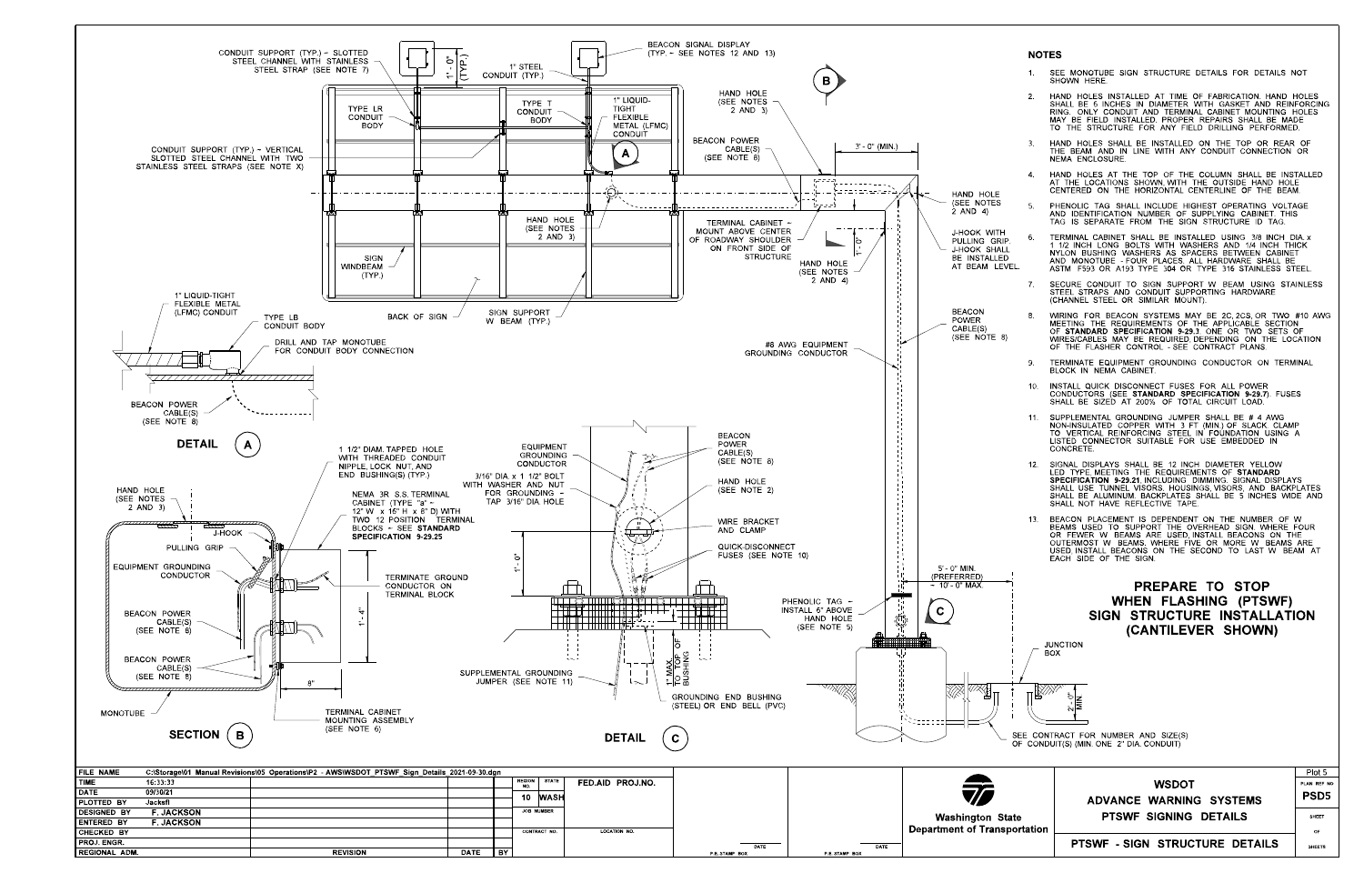## NOTES

1. SEE MONOTUBE SIGN STRUCTURE DETAILS FOR DETAILS NOT SHOWN HERE.
2. HAND HOLES INSTALLED AT TIME OF FABRICATION. HAND HOLES SHALL BE 6 INCHES IN DIAMETER WITH GASKET AND REINFORCING RING. ONLY CONDUIT AND TERMINAL CABINET MOUNTING HOLES MAY BE FIELD INSTALLED. PROPER REPAIRS SHALL BE MADE TO THE STRUCTURE FOR ANY FIELD DRILLING PERFORMED.
3. HAND HOLES SHALL BE INSTALLED ON THE TOP OR REAR OF THE BEAM AND IN LINE WITH ANY CONDUIT CONNECTION OR NEMA ENCLOSURE.
4. HAND HOLES AT THE TOP OF THE COLUMN SHALL BE INSTALLED AT THE LOCATIONS SHOWN, WITH THE OUTSIDE HAND HOLE CENTERED ON THE HORIZONTAL CENTERLINE OF THE BEAM.
5. PHENOLIC TAG SHALL INCLUDE HIGHEST OPERATING VOLTAGE AND IDENTIFICATION NUMBER OF SUPPLYING CABINET. THIS TAG IS SEPARATE FROM THE SIGN STRUCTURE ID TAG.
6. TERMINAL CABINET SHALL BE INSTALLED USING 3/8 INCH DIA. x 1 1/2 INCH LONG BOLTS WITH WASHERS AND 1/4 INCH THICK NYLON BUSHING WASHERS AS SPACERS BETWEEN CABINET AND MONOTUBE - FOUR PLACES. ALL HARDWARE SHALL BE ASTM F593 OR A193 TYPE 304 OR TYPE 316 STAINLESS STEEL.
7. SECURE CONDUIT TO SIGN SUPPORT W BEAM USING STAINLESS STEEL STRAPS AND CONDUIT SUPPORTING HARDWARE (CHANNEL STEEL OR SIMILAR MOUNT).
8. WIRING FOR BEACON SYSTEMS MAY BE 2C, 2CS, OR TWO #10 AWG MEETING THE REQUIREMENTS OF THE APPLICABLE SECTION OF **STANDARD SPECIFICATION 9-29.3**. ONE OR TWO SETS OF WIRES/CABLES MAY BE REQUIRED DEPENDING ON THE LOCATION OF THE FLASHER CONTROL - SEE CONTRACT PLANS.
9. TERMINATE EQUIPMENT GROUNDING CONDUCTOR ON TERMINAL BLOCK IN NEMA CABINET.
10. INSTALL QUICK DISCONNECT FUSES FOR ALL POWER CONDUCTORS (SEE **STANDARD SPECIFICATION 9-29.7**). FUSES SHALL BE SIZED AT 200% OF TOTAL CIRCUIT LOAD.
11. SUPPLEMENTAL GROUNDING JUMPER SHALL BE # 4 AWG NON-INSULATED COPPER WITH 3 FT (MIN.) OF SLACK. CLAMP TO VERTICAL REINFORCING STEEL IN FOUNDATION USING A LISTED CONNECTOR SUITABLE FOR USE EMBEDDED IN CONCRETE.
12. SIGNAL DISPLAYS SHALL BE 12 INCH DIAMETER YELLOW LED TYPE MEETING THE REQUIREMENTS OF **STANDARD SPECIFICATION 9-29.21**, INCLUDING DIMMING. SIGNAL DISPLAYS SHALL USE TUNNEL VISORS. HOUSINGS, VISORS, AND BACKPLATES SHALL BE ALUMINUM. BACKPLATES SHALL BE 5 INCHES WIDE AND SHALL NOT HAVE REFLECTIVE TAPE.
13. BEACON PLACEMENT IS DEPENDENT ON THE NUMBER OF W BEAMS USED TO SUPPORT THE OVERHEAD SIGN. WHERE FOUR OR FEWER W BEAMS ARE USED, INSTALL BEACONS ON THE OUTERMOST W BEAMS. WHERE FIVE OR MORE W BEAMS ARE USED, INSTALL BEACONS ON THE SECOND TO LAST W BEAM AT EACH SIDE OF THE SIGN.

# PREPARE TO STOP WHEN FLASHING (PTSWF) SIGN STRUCTURE INSTALLATION (CANTILEVER SHOWN)

CONDUIT SUPPORT (TYP.) ~ SLOTTED STEEL CHANNEL WITH STAINLESS STEEL STRAP (SEE NOTE 7)
1'-0" (TYP.)
1" STEEL CONDUIT (TYP.)
BEACON SIGNAL DISPLAY (TYP. ~ SEE NOTES 12 AND 13)
TYPE LR CONDUIT BODY
TYPE T CONDUIT BODY
1" LIQUID-TIGHT FLEXIBLE METAL (LFMC) CONDUIT
CONDUIT SUPPORT (TYP.) ~ VERTICAL SLOTTED STEEL CHANNEL WITH TWO STAINLESS STEEL STRAPS (SEE NOTE X)
HAND HOLE (SEE NOTES 2 AND 3)
BEACON POWER CABLE(S) (SEE NOTE 8)
3'-0" (MIN.)
HAND HOLE (SEE NOTES 2 AND 4)
J-HOOK WITH PULLING GRIP. J-HOOK SHALL BE INSTALLED AT BEAM LEVEL.
TERMINAL CABINET ~ MOUNT ABOVE CENTER OF ROADWAY SHOULDER ON FRONT SIDE OF STRUCTURE
1'-0"
SIGN WINDBEAM (TYP.)
BACK OF SIGN
SIGN SUPPORT W BEAM (TYP.)
BEACON POWER CABLE(S) (SEE NOTE 8)
#6 AWG EQUIPMENT GROUNDING CONDUCTOR
5'-0" MIN. (PREFERRED) ~ 10'-0" MAX.
PHENOLIC TAG ~ INSTALL 6" ABOVE HAND HOLE (SEE NOTE 5)
JUNCTION BOX
2'-0" MIN
SEE CONTRACT FOR NUMBER AND SIZE(S) OF CONDUIT(S) (MIN. ONE 2" DIA. CONDUIT)

1" LIQUID-TIGHT FLEXIBLE METAL (LFMC) CONDUIT
TYPE LB CONDUIT BODY
DRILL AND TAP MONOTUBE FOR CONDUIT BODY CONNECTION
BEACON POWER CABLE(S) (SEE NOTE 8)

**DETAIL A**

HAND HOLE (SEE NOTES 2 AND 3)
J-HOOK
PULLING GRIP
EQUIPMENT GROUNDING CONDUCTOR
BEACON POWER CABLE(S) (SEE NOTE 8)
BEACON POWER CABLE(S) (SEE NOTE 8)
MONOTUBE
1 1/2" DIAM. TAPPED HOLE WITH THREADED CONDUIT NIPPLE, LOCK NUT, AND END BUSHING(S) (TYP.)
NEMA 3R S.S. TERMINAL CABINET (TYPE "a" ~ 12" W x 16" H x 8" D) WITH TWO 12 POSITION TERMINAL BLOCKS ~ SEE **STANDARD SPECIFICATION 9-29.25**
TERMINATE GROUND CONDUCTOR ON TERMINAL BLOCK
1'-4"
8"
TERMINAL CABINET MOUNTING ASSEMBLY (SEE NOTE 6)

**SECTION B**

EQUIPMENT GROUNDING CONDUCTOR
3/16" DIA. x 1 1/2" BOLT WITH WASHER AND NUT FOR GROUNDING ~ TAP 3/16" DIA. HOLE
BEACON POWER CABLE(S) (SEE NOTE 8)
HAND HOLE (SEE NOTE 2)
WIRE BRACKET AND CLAMP
QUICK-DISCONNECT FUSES (SEE NOTE 10)
1'-0"
1" MAX. TO TOP OF BUSHING
SUPPLEMENTAL GROUNDING JUMPER (SEE NOTE 11)
GROUNDING END BUSHING (STEEL) OR END BELL (PVC)

**DETAIL C**

| | | | | | | |
|---|---|---|---|---|---|---|
| FILE NAME | C:\Storage\01 Manual Revisions\05 Operations\P2 - AWS\WSDOT_PTSWF_Sign_Details_2021-09-30.dgn | | | REGION NO. 10 | STATE WASH | FED.AID PROJ.NO. |
| TIME | 16:33:33 | | | JOB NUMBER | | |
| DATE | 09/30/21 | | | | | |
| PLOTTED BY | Jacksfl | | | CONTRACT NO. | | LOCATION NO. |
| DESIGNED BY | F. JACKSON | | | | | |
| ENTERED BY | F. JACKSON | | | | | |
| CHECKED BY | | | | | | |
| PROJ. ENGR. | | | | | | |
| REGIONAL ADM. | | REVISION | DATE | BY | | |

P.E. STAMP BOX — DATE
P.E. STAMP BOX — DATE

Washington State Department of Transportation

WSDOT
ADVANCE WARNING SYSTEMS
PTSWF SIGNING DETAILS

PTSWF - SIGN STRUCTURE DETAILS

Plot 5
PLAN REF NO
PSD5
SHEET
OF
SHEETS